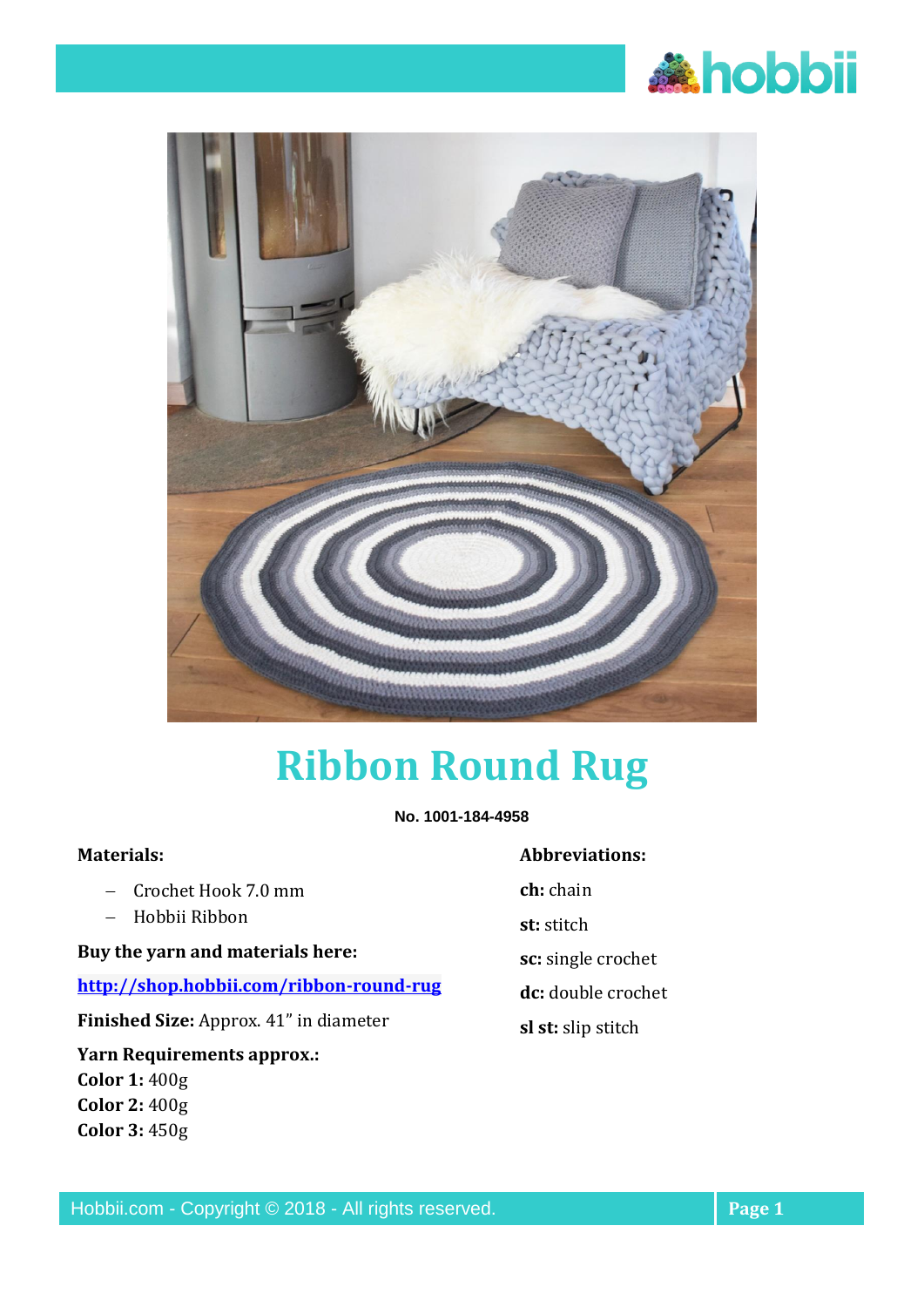# Ribbon Round Rug

**No. 1001-184-4958**

**Materials:**

- Crochet Hook 7.0 mm
- Hobbii Ribbon

**Buy the yarn and materials here:**

[http://shop.hobbii.com/ribbon-round-rug](http://shop.hobbii.com/ribbon-round-rug)

**Finished Size:** Approx. 41" in diameter

**Yarn Requirements approx.:**
**Color 1:** 400g
**Color 2:** 400g
**Color 3:** 450g

**Abbreviations:**

**ch:** chain

**st:** stitch

**sc:** single crochet

**dc:** double crochet

**sl st:** slip stitch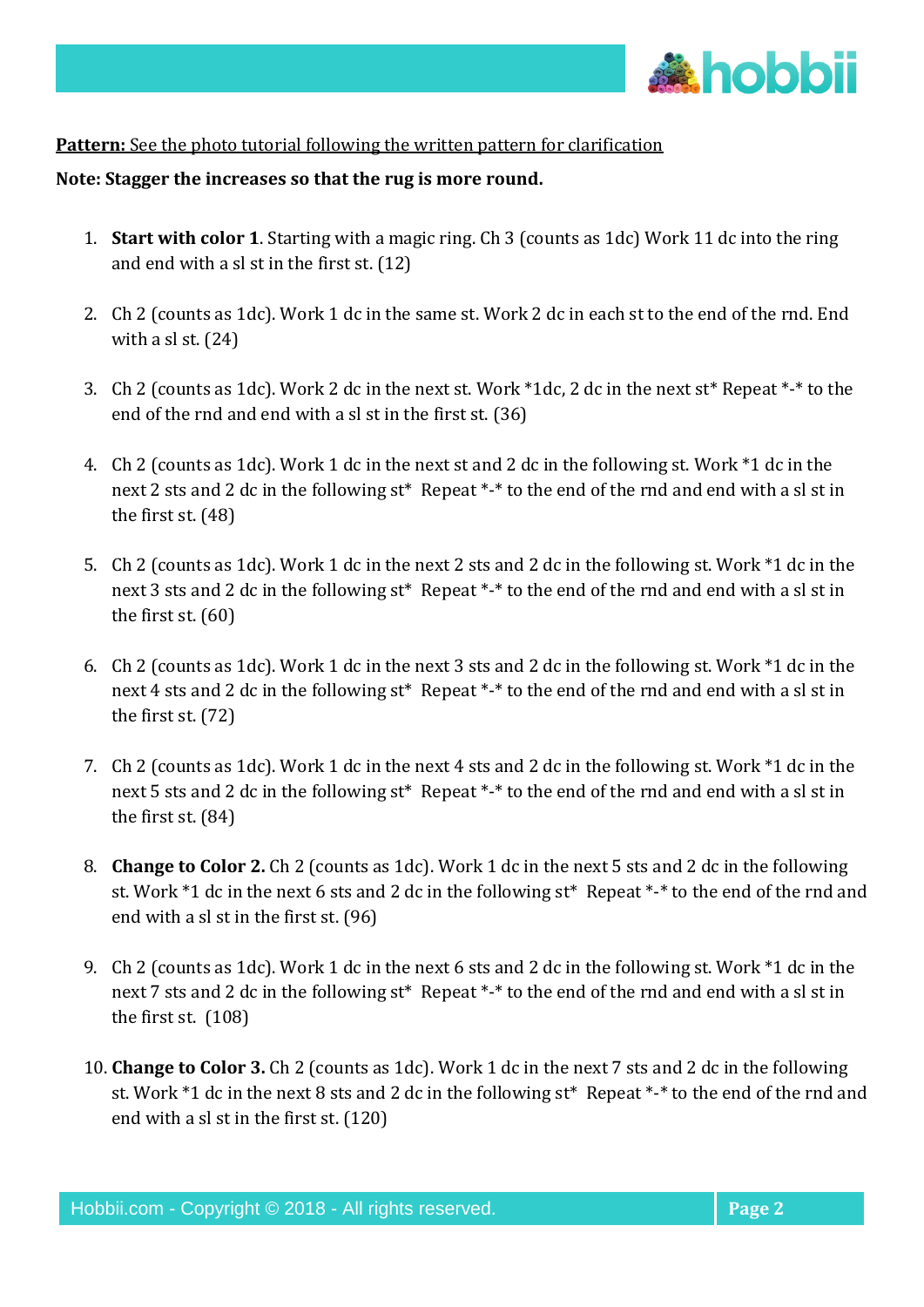**Pattern:** See the photo tutorial following the written pattern for clarification

**Note: Stagger the increases so that the rug is more round.**

1. **Start with color 1**. Starting with a magic ring. Ch 3 (counts as 1dc) Work 11 dc into the ring and end with a sl st in the first st. (12)

2. Ch 2 (counts as 1dc). Work 1 dc in the same st. Work 2 dc in each st to the end of the rnd. End with a sl st. (24)

3. Ch 2 (counts as 1dc). Work 2 dc in the next st. Work *1dc, 2 dc in the next st* Repeat *-* to the end of the rnd and end with a sl st in the first st. (36)

4. Ch 2 (counts as 1dc). Work 1 dc in the next st and 2 dc in the following st. Work *1 dc in the next 2 sts and 2 dc in the following st* Repeat *-* to the end of the rnd and end with a sl st in the first st. (48)

5. Ch 2 (counts as 1dc). Work 1 dc in the next 2 sts and 2 dc in the following st. Work *1 dc in the next 3 sts and 2 dc in the following st* Repeat *-* to the end of the rnd and end with a sl st in the first st. (60)

6. Ch 2 (counts as 1dc). Work 1 dc in the next 3 sts and 2 dc in the following st. Work *1 dc in the next 4 sts and 2 dc in the following st* Repeat *-* to the end of the rnd and end with a sl st in the first st. (72)

7. Ch 2 (counts as 1dc). Work 1 dc in the next 4 sts and 2 dc in the following st. Work *1 dc in the next 5 sts and 2 dc in the following st* Repeat *-* to the end of the rnd and end with a sl st in the first st. (84)

8. **Change to Color 2.** Ch 2 (counts as 1dc). Work 1 dc in the next 5 sts and 2 dc in the following st. Work *1 dc in the next 6 sts and 2 dc in the following st* Repeat *-* to the end of the rnd and end with a sl st in the first st. (96)

9. Ch 2 (counts as 1dc). Work 1 dc in the next 6 sts and 2 dc in the following st. Work *1 dc in the next 7 sts and 2 dc in the following st* Repeat *-* to the end of the rnd and end with a sl st in the first st. (108)

10. **Change to Color 3.** Ch 2 (counts as 1dc). Work 1 dc in the next 7 sts and 2 dc in the following st. Work *1 dc in the next 8 sts and 2 dc in the following st* Repeat *-* to the end of the rnd and end with a sl st in the first st. (120)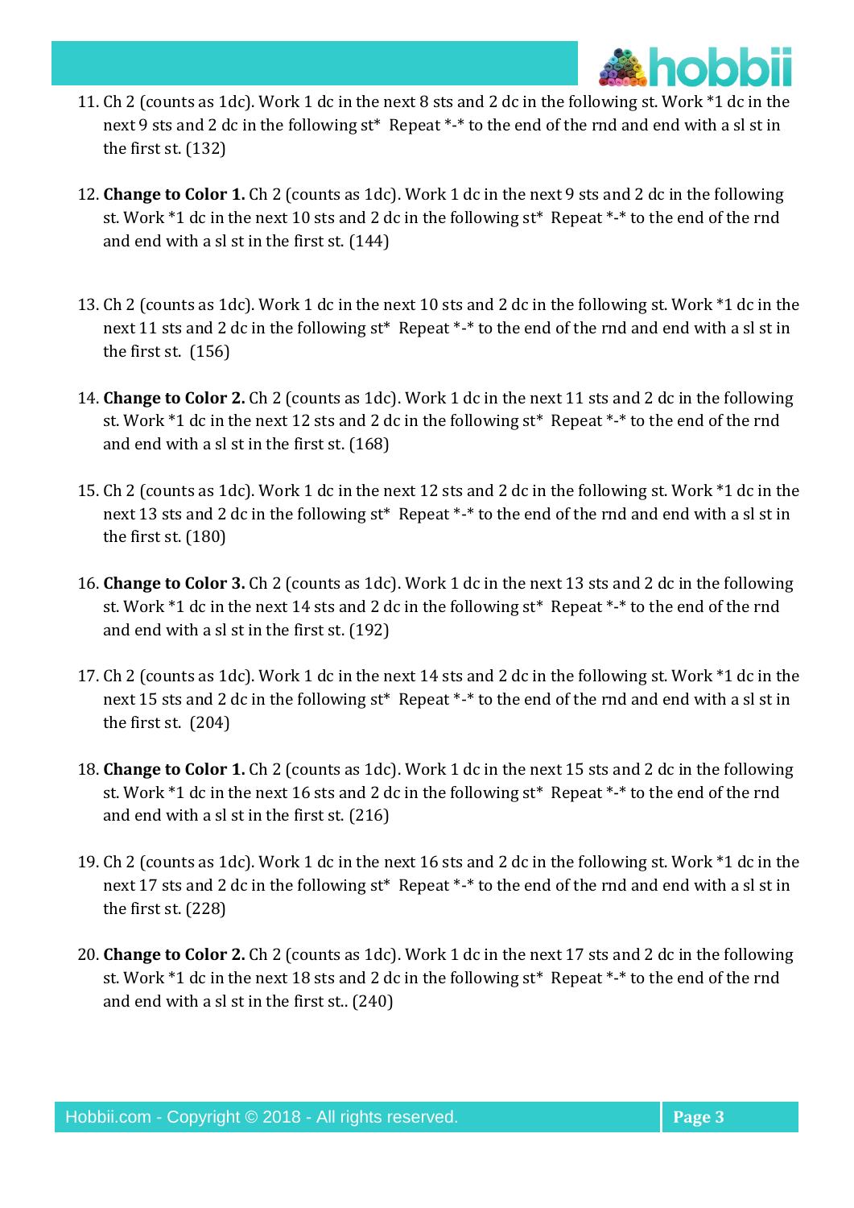11. Ch 2 (counts as 1dc). Work 1 dc in the next 8 sts and 2 dc in the following st. Work *1 dc in the next 9 sts and 2 dc in the following st* Repeat *-* to the end of the rnd and end with a sl st in the first st. (132)

12. **Change to Color 1.** Ch 2 (counts as 1dc). Work 1 dc in the next 9 sts and 2 dc in the following st. Work *1 dc in the next 10 sts and 2 dc in the following st* Repeat *-* to the end of the rnd and end with a sl st in the first st. (144)

13. Ch 2 (counts as 1dc). Work 1 dc in the next 10 sts and 2 dc in the following st. Work *1 dc in the next 11 sts and 2 dc in the following st* Repeat *-* to the end of the rnd and end with a sl st in the first st. (156)

14. **Change to Color 2.** Ch 2 (counts as 1dc). Work 1 dc in the next 11 sts and 2 dc in the following st. Work *1 dc in the next 12 sts and 2 dc in the following st* Repeat *-* to the end of the rnd and end with a sl st in the first st. (168)

15. Ch 2 (counts as 1dc). Work 1 dc in the next 12 sts and 2 dc in the following st. Work *1 dc in the next 13 sts and 2 dc in the following st* Repeat *-* to the end of the rnd and end with a sl st in the first st. (180)

16. **Change to Color 3.** Ch 2 (counts as 1dc). Work 1 dc in the next 13 sts and 2 dc in the following st. Work *1 dc in the next 14 sts and 2 dc in the following st* Repeat *-* to the end of the rnd and end with a sl st in the first st. (192)

17. Ch 2 (counts as 1dc). Work 1 dc in the next 14 sts and 2 dc in the following st. Work *1 dc in the next 15 sts and 2 dc in the following st* Repeat *-* to the end of the rnd and end with a sl st in the first st. (204)

18. **Change to Color 1.** Ch 2 (counts as 1dc). Work 1 dc in the next 15 sts and 2 dc in the following st. Work *1 dc in the next 16 sts and 2 dc in the following st* Repeat *-* to the end of the rnd and end with a sl st in the first st. (216)

19. Ch 2 (counts as 1dc). Work 1 dc in the next 16 sts and 2 dc in the following st. Work *1 dc in the next 17 sts and 2 dc in the following st* Repeat *-* to the end of the rnd and end with a sl st in the first st. (228)

20. **Change to Color 2.** Ch 2 (counts as 1dc). Work 1 dc in the next 17 sts and 2 dc in the following st. Work *1 dc in the next 18 sts and 2 dc in the following st* Repeat *-* to the end of the rnd and end with a sl st in the first st.. (240)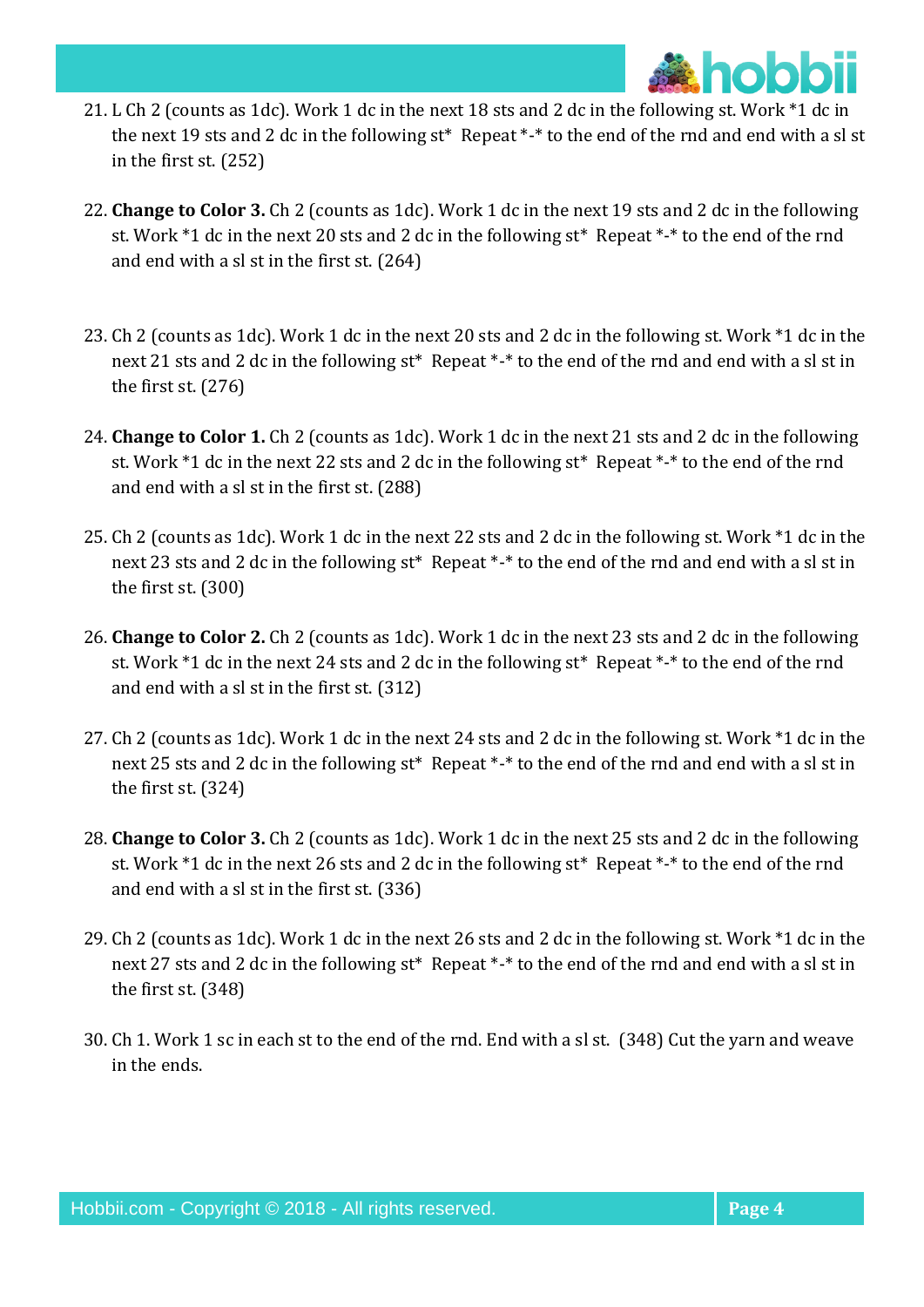21. L Ch 2 (counts as 1dc). Work 1 dc in the next 18 sts and 2 dc in the following st. Work *1 dc in the next 19 sts and 2 dc in the following st* Repeat *-* to the end of the rnd and end with a sl st in the first st. (252)

22. **Change to Color 3.** Ch 2 (counts as 1dc). Work 1 dc in the next 19 sts and 2 dc in the following st. Work *1 dc in the next 20 sts and 2 dc in the following st* Repeat *-* to the end of the rnd and end with a sl st in the first st. (264)

23. Ch 2 (counts as 1dc). Work 1 dc in the next 20 sts and 2 dc in the following st. Work *1 dc in the next 21 sts and 2 dc in the following st* Repeat *-* to the end of the rnd and end with a sl st in the first st. (276)

24. **Change to Color 1.** Ch 2 (counts as 1dc). Work 1 dc in the next 21 sts and 2 dc in the following st. Work *1 dc in the next 22 sts and 2 dc in the following st* Repeat *-* to the end of the rnd and end with a sl st in the first st. (288)

25. Ch 2 (counts as 1dc). Work 1 dc in the next 22 sts and 2 dc in the following st. Work *1 dc in the next 23 sts and 2 dc in the following st* Repeat *-* to the end of the rnd and end with a sl st in the first st. (300)

26. **Change to Color 2.** Ch 2 (counts as 1dc). Work 1 dc in the next 23 sts and 2 dc in the following st. Work *1 dc in the next 24 sts and 2 dc in the following st* Repeat *-* to the end of the rnd and end with a sl st in the first st. (312)

27. Ch 2 (counts as 1dc). Work 1 dc in the next 24 sts and 2 dc in the following st. Work *1 dc in the next 25 sts and 2 dc in the following st* Repeat *-* to the end of the rnd and end with a sl st in the first st. (324)

28. **Change to Color 3.** Ch 2 (counts as 1dc). Work 1 dc in the next 25 sts and 2 dc in the following st. Work *1 dc in the next 26 sts and 2 dc in the following st* Repeat *-* to the end of the rnd and end with a sl st in the first st. (336)

29. Ch 2 (counts as 1dc). Work 1 dc in the next 26 sts and 2 dc in the following st. Work *1 dc in the next 27 sts and 2 dc in the following st* Repeat *-* to the end of the rnd and end with a sl st in the first st. (348)

30. Ch 1. Work 1 sc in each st to the end of the rnd. End with a sl st. (348) Cut the yarn and weave in the ends.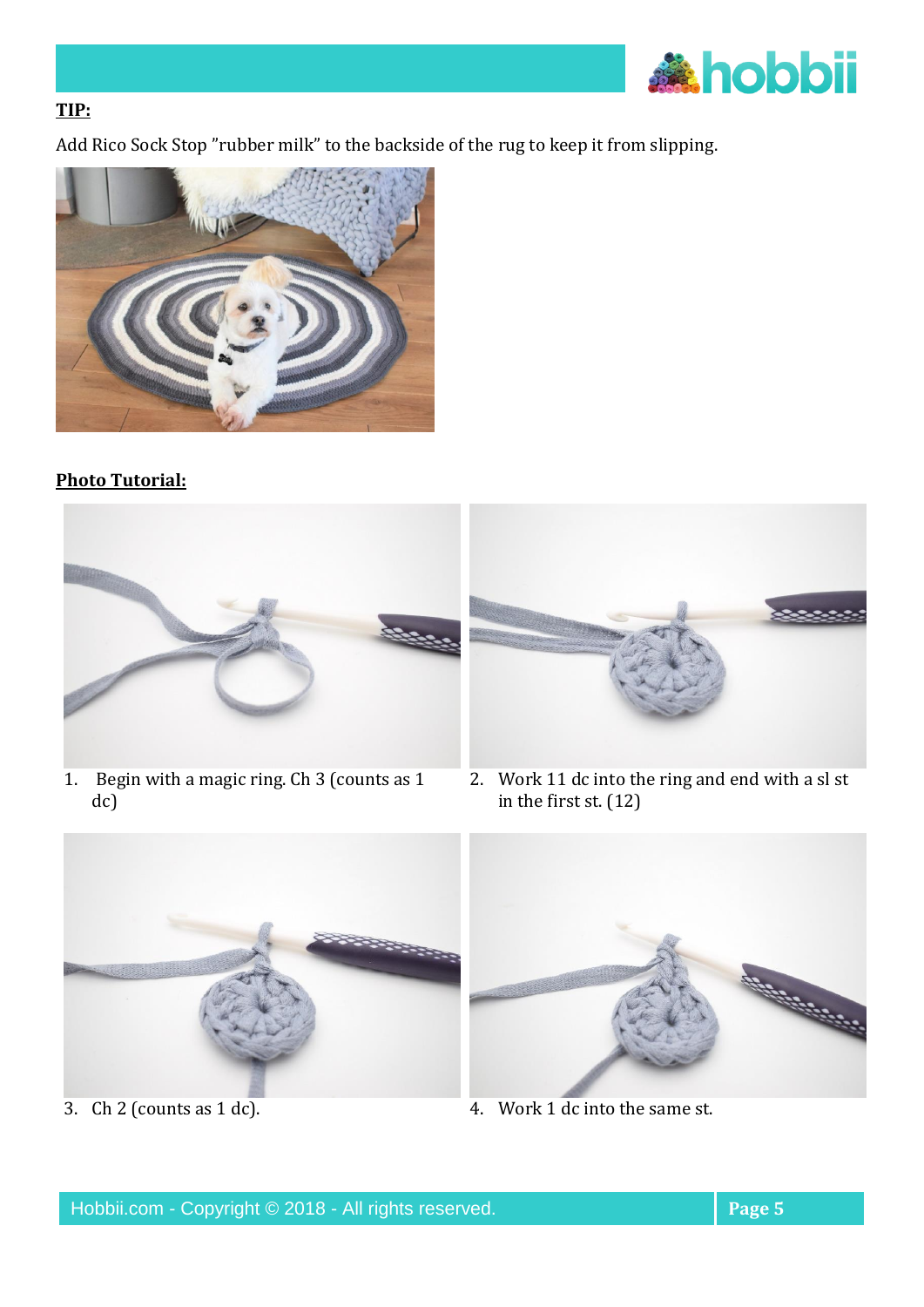**TIP:**

Add Rico Sock Stop "rubber milk" to the backside of the rug to keep it from slipping.

**Photo Tutorial:**

1. Begin with a magic ring. Ch 3 (counts as 1 dc)
2. Work 11 dc into the ring and end with a sl st in the first st. (12)
3. Ch 2 (counts as 1 dc).
4. Work 1 dc into the same st.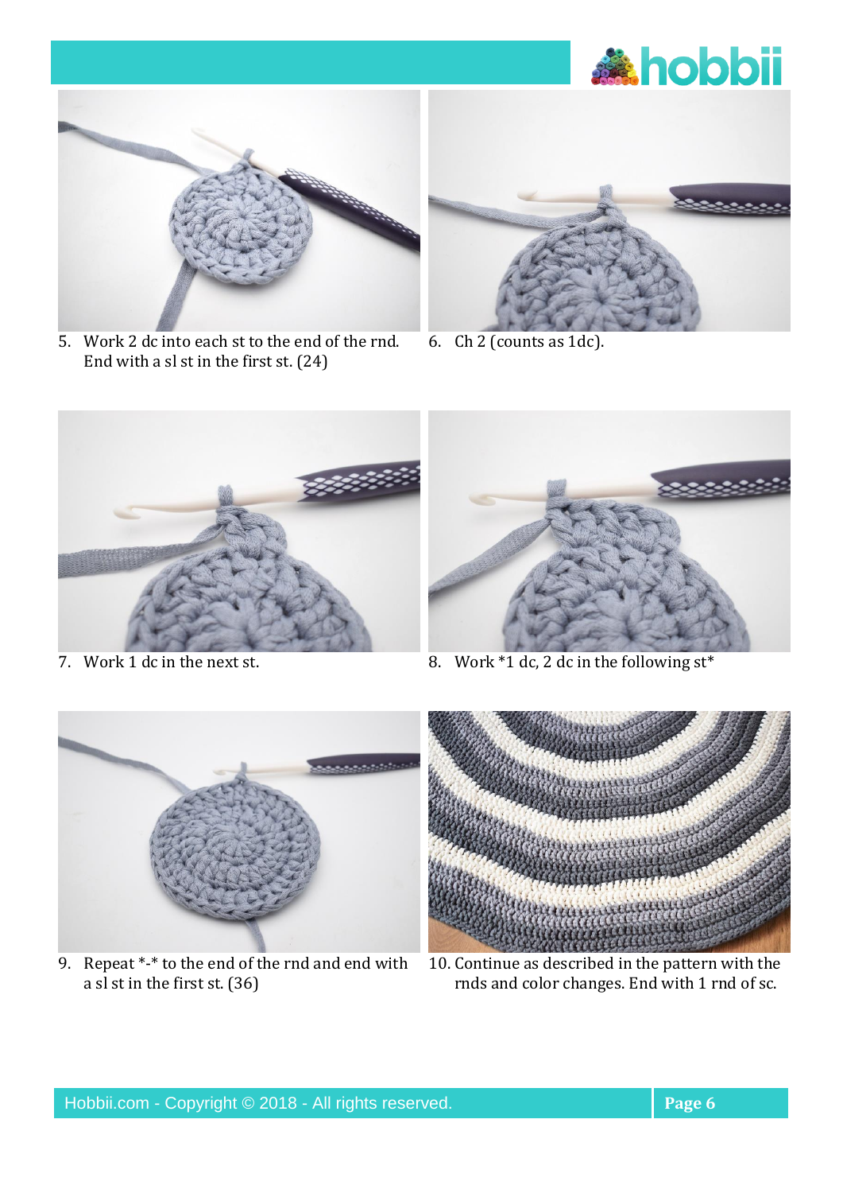5. Work 2 dc into each st to the end of the rnd. End with a sl st in the first st. (24)

6. Ch 2 (counts as 1dc).

7. Work 1 dc in the next st.

8. Work *1 dc, 2 dc in the following st*

9. Repeat *-* to the end of the rnd and end with a sl st in the first st. (36)

10. Continue as described in the pattern with the rnds and color changes. End with 1 rnd of sc.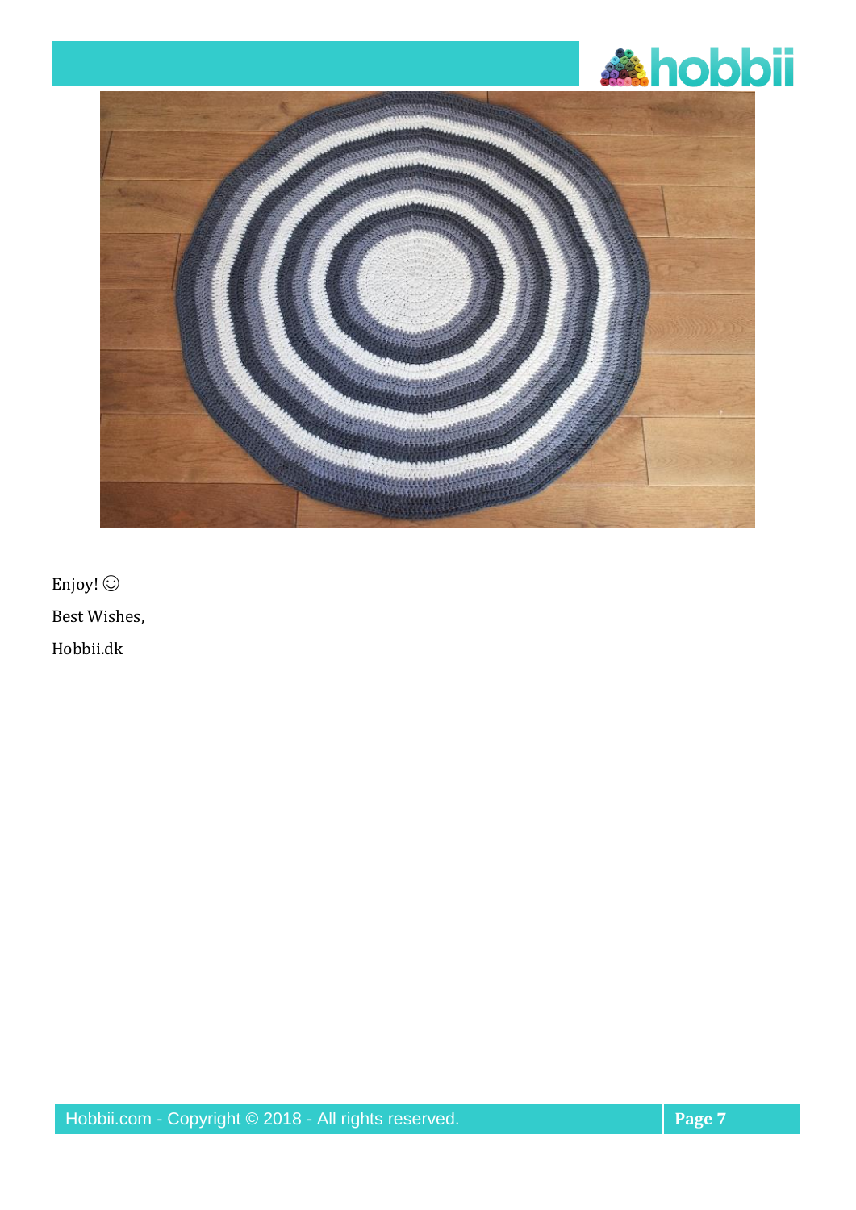Enjoy! ☺

Best Wishes,

Hobbii.dk